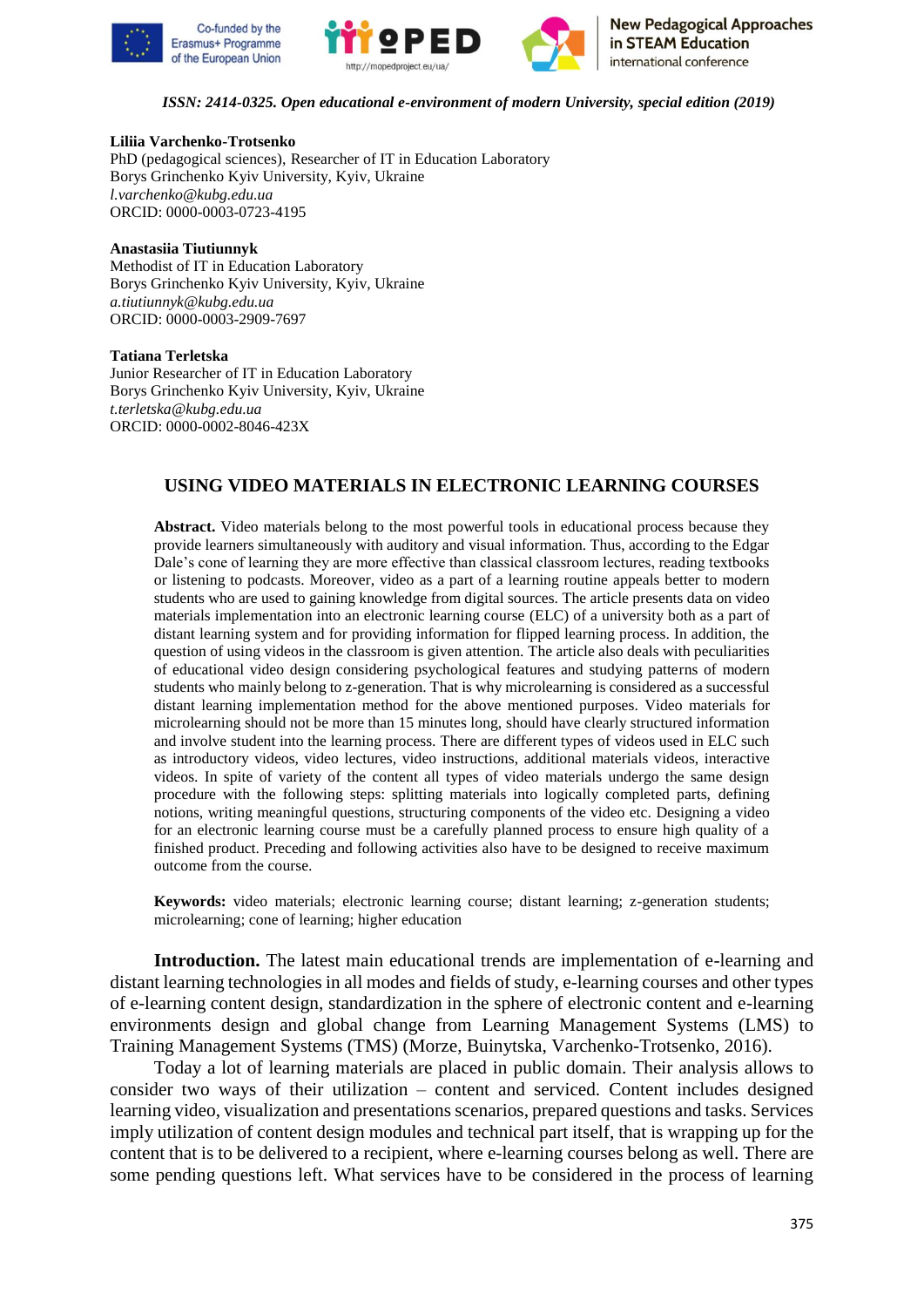*ISSN: 2414-0325. Open educational e-environment of modern University, special edition (2019)*

**Liliia Varchenko-Trotsenko**
PhD (pedagogical sciences), Researcher of IT in Education Laboratory
Borys Grinchenko Kyiv University, Kyiv, Ukraine
*l.varchenko@kubg.edu.ua*
ORCID: 0000-0003-0723-4195

**Anastasiia Tiutiunnyk**
Methodist of IT in Education Laboratory
Borys Grinchenko Kyiv University, Kyiv, Ukraine
*a.tiutiunnyk@kubg.edu.ua*
ORCID: 0000-0003-2909-7697

**Tatiana Terletska**
Junior Researcher of IT in Education Laboratory
Borys Grinchenko Kyiv University, Kyiv, Ukraine
*t.terletska@kubg.edu.ua*
ORCID: 0000-0002-8046-423X

# USING VIDEO MATERIALS IN ELECTRONIC LEARNING COURSES

**Abstract.** Video materials belong to the most powerful tools in educational process because they provide learners simultaneously with auditory and visual information. Thus, according to the Edgar Dale's cone of learning they are more effective than classical classroom lectures, reading textbooks or listening to podcasts. Moreover, video as a part of a learning routine appeals better to modern students who are used to gaining knowledge from digital sources. The article presents data on video materials implementation into an electronic learning course (ELC) of a university both as a part of distant learning system and for providing information for flipped learning process. In addition, the question of using videos in the classroom is given attention. The article also deals with peculiarities of educational video design considering psychological features and studying patterns of modern students who mainly belong to z-generation. That is why microlearning is considered as a successful distant learning implementation method for the above mentioned purposes. Video materials for microlearning should not be more than 15 minutes long, should have clearly structured information and involve student into the learning process. There are different types of videos used in ELC such as introductory videos, video lectures, video instructions, additional materials videos, interactive videos. In spite of variety of the content all types of video materials undergo the same design procedure with the following steps: splitting materials into logically completed parts, defining notions, writing meaningful questions, structuring components of the video etc. Designing a video for an electronic learning course must be a carefully planned process to ensure high quality of a finished product. Preceding and following activities also have to be designed to receive maximum outcome from the course.

**Keywords:** video materials; electronic learning course; distant learning; z-generation students; microlearning; cone of learning; higher education

**Introduction.** The latest main educational trends are implementation of e-learning and distant learning technologies in all modes and fields of study, e-learning courses and other types of e-learning content design, standardization in the sphere of electronic content and e-learning environments design and global change from Learning Management Systems (LMS) to Training Management Systems (TMS) (Morze, Buinytska, Varchenko-Trotsenko, 2016).

Today a lot of learning materials are placed in public domain. Their analysis allows to consider two ways of their utilization – content and serviced. Content includes designed learning video, visualization and presentations scenarios, prepared questions and tasks. Services imply utilization of content design modules and technical part itself, that is wrapping up for the content that is to be delivered to a recipient, where e-learning courses belong as well. There are some pending questions left. What services have to be considered in the process of learning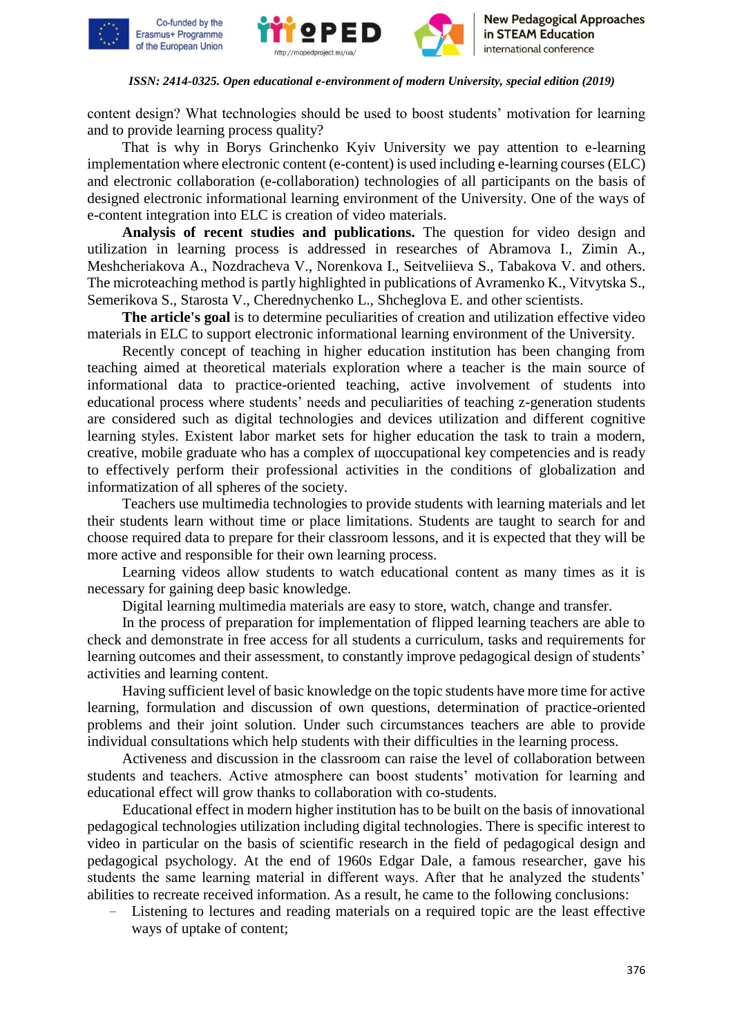content design? What technologies should be used to boost students' motivation for learning and to provide learning process quality?

That is why in Borys Grinchenko Kyiv University we pay attention to e-learning implementation where electronic content (e-content) is used including e-learning courses (ELC) and electronic collaboration (e-collaboration) technologies of all participants on the basis of designed electronic informational learning environment of the University. One of the ways of e-content integration into ELC is creation of video materials.

**Analysis of recent studies and publications.** The question for video design and utilization in learning process is addressed in researches of Abramova I., Zimin A., Meshcheriakova A., Nozdracheva V., Norenkova I., Seitveliieva S., Tabakova V. and others. The microteaching method is partly highlighted in publications of Avramenko K., Vitvytska S., Semerikova S., Starosta V., Cherednychenko L., Shcheglova E. and other scientists.

**The article's goal** is to determine peculiarities of creation and utilization effective video materials in ELC to support electronic informational learning environment of the University.

Recently concept of teaching in higher education institution has been changing from teaching aimed at theoretical materials exploration where a teacher is the main source of informational data to practice-oriented teaching, active involvement of students into educational process where students' needs and peculiarities of teaching z-generation students are considered such as digital technologies and devices utilization and different cognitive learning styles. Existent labor market sets for higher education the task to train a modern, creative, mobile graduate who has a complex of щoccupational key competencies and is ready to effectively perform their professional activities in the conditions of globalization and informatization of all spheres of the society.

Teachers use multimedia technologies to provide students with learning materials and let their students learn without time or place limitations. Students are taught to search for and choose required data to prepare for their classroom lessons, and it is expected that they will be more active and responsible for their own learning process.

Learning videos allow students to watch educational content as many times as it is necessary for gaining deep basic knowledge.

Digital learning multimedia materials are easy to store, watch, change and transfer.

In the process of preparation for implementation of flipped learning teachers are able to check and demonstrate in free access for all students a curriculum, tasks and requirements for learning outcomes and their assessment, to constantly improve pedagogical design of students' activities and learning content.

Having sufficient level of basic knowledge on the topic students have more time for active learning, formulation and discussion of own questions, determination of practice-oriented problems and their joint solution. Under such circumstances teachers are able to provide individual consultations which help students with their difficulties in the learning process.

Activeness and discussion in the classroom can raise the level of collaboration between students and teachers. Active atmosphere can boost students' motivation for learning and educational effect will grow thanks to collaboration with co-students.

Educational effect in modern higher institution has to be built on the basis of innovational pedagogical technologies utilization including digital technologies. There is specific interest to video in particular on the basis of scientific research in the field of pedagogical design and pedagogical psychology. At the end of 1960s Edgar Dale, a famous researcher, gave his students the same learning material in different ways. After that he analyzed the students' abilities to recreate received information. As a result, he came to the following conclusions:

- Listening to lectures and reading materials on a required topic are the least effective ways of uptake of content;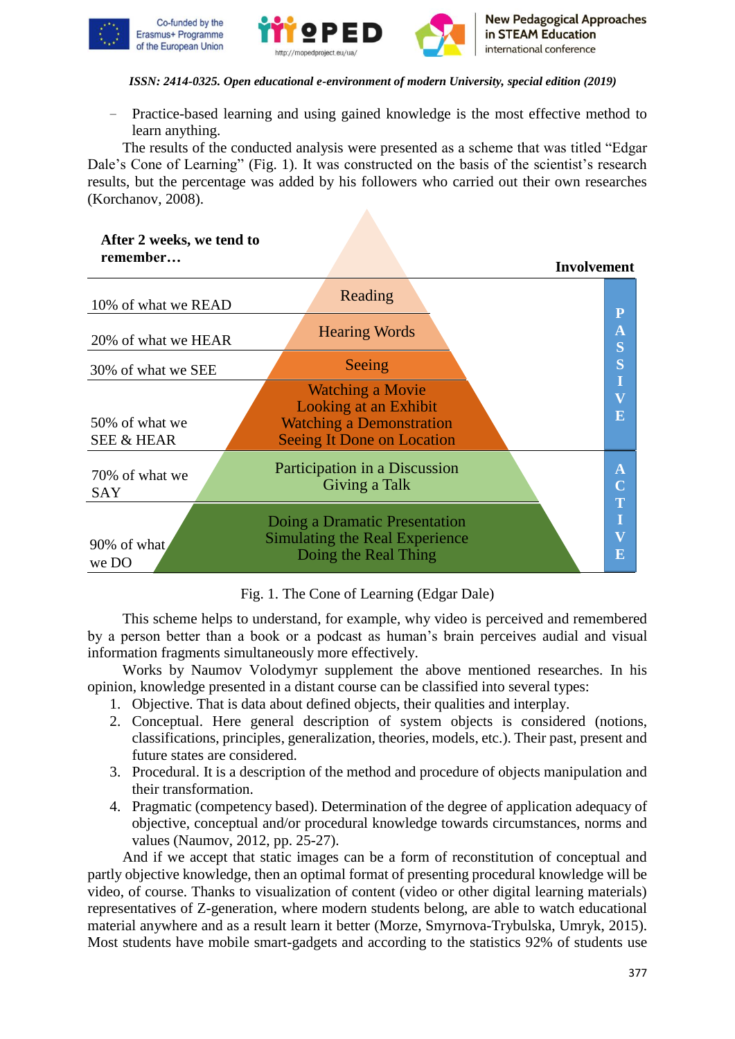- Practice-based learning and using gained knowledge is the most effective method to learn anything.

The results of the conducted analysis were presented as a scheme that was titled “Edgar Dale’s Cone of Learning” (Fig. 1). It was constructed on the basis of the scientist’s research results, but the percentage was added by his followers who carried out their own researches (Korchanov, 2008).

| After 2 weeks, we tend to remember… | | Involvement |
|---|---|---|
| 10% of what we READ | Reading | PASSIVE |
| 20% of what we HEAR | Hearing Words | PASSIVE |
| 30% of what we SEE | Seeing | PASSIVE |
| 50% of what we SEE & HEAR | Watching a Movie<br>Looking at an Exhibit<br>Watching a Demonstration<br>Seeing It Done on Location | PASSIVE |
| 70% of what we SAY | Participation in a Discussion<br>Giving a Talk | ACTIVE |
| 90% of what we DO | Doing a Dramatic Presentation<br>Simulating the Real Experience<br>Doing the Real Thing | ACTIVE |

Fig. 1. The Cone of Learning (Edgar Dale)

This scheme helps to understand, for example, why video is perceived and remembered by a person better than a book or a podcast as human’s brain perceives audial and visual information fragments simultaneously more effectively.

Works by Naumov Volodymyr supplement the above mentioned researches. In his opinion, knowledge presented in a distant course can be classified into several types:

1. Objective. That is data about defined objects, their qualities and interplay.
2. Conceptual. Here general description of system objects is considered (notions, classifications, principles, generalization, theories, models, etc.). Their past, present and future states are considered.
3. Procedural. It is a description of the method and procedure of objects manipulation and their transformation.
4. Pragmatic (competency based). Determination of the degree of application adequacy of objective, conceptual and/or procedural knowledge towards circumstances, norms and values (Naumov, 2012, pp. 25-27).

And if we accept that static images can be a form of reconstitution of conceptual and partly objective knowledge, then an optimal format of presenting procedural knowledge will be video, of course. Thanks to visualization of content (video or other digital learning materials) representatives of Z-generation, where modern students belong, are able to watch educational material anywhere and as a result learn it better (Morze, Smyrnova-Trybulska, Umryk, 2015). Most students have mobile smart-gadgets and according to the statistics 92% of students use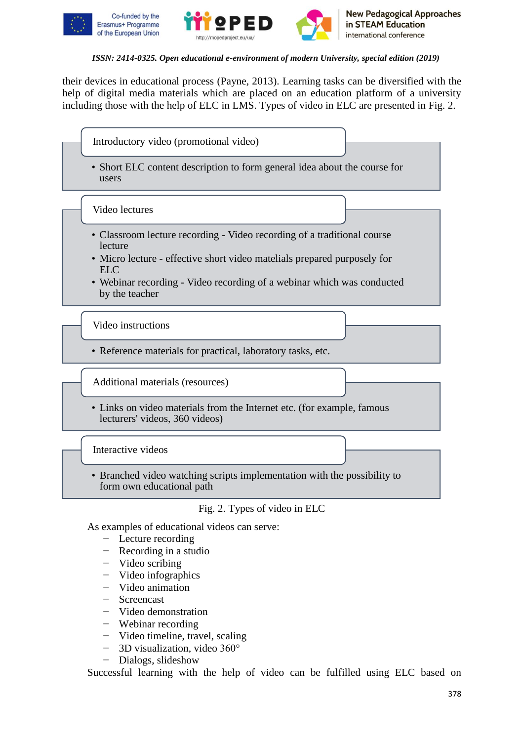their devices in educational process (Payne, 2013). Learning tasks can be diversified with the help of digital media materials which are placed on an education platform of a university including those with the help of ELC in LMS. Types of video in ELC are presented in Fig. 2.

**Introductory video (promotional video)**

- Short ELC content description to form general idea about the course for users

**Video lectures**

- Classroom lecture recording - Video recording of a traditional course lecture
- Micro lecture - effective short video matelials prepared purposely for ELC
- Webinar recording - Video recording of a webinar which was conducted by the teacher

**Video instructions**

- Reference materials for practical, laboratory tasks, etc.

**Additional materials (resources)**

- Links on video materials from the Internet etc. (for example, famous lecturers' videos, 360 videos)

**Interactive videos**

- Branched video watching scripts implementation with the possibility to form own educational path

Fig. 2. Types of video in ELC

As examples of educational videos can serve:

- Lecture recording
- Recording in a studio
- Video scribing
- Video infographics
- Video animation
- Screencast
- Video demonstration
- Webinar recording
- Video timeline, travel, scaling
- 3D visualization, video 360°
- Dialogs, slideshow

Successful learning with the help of video can be fulfilled using ELC based on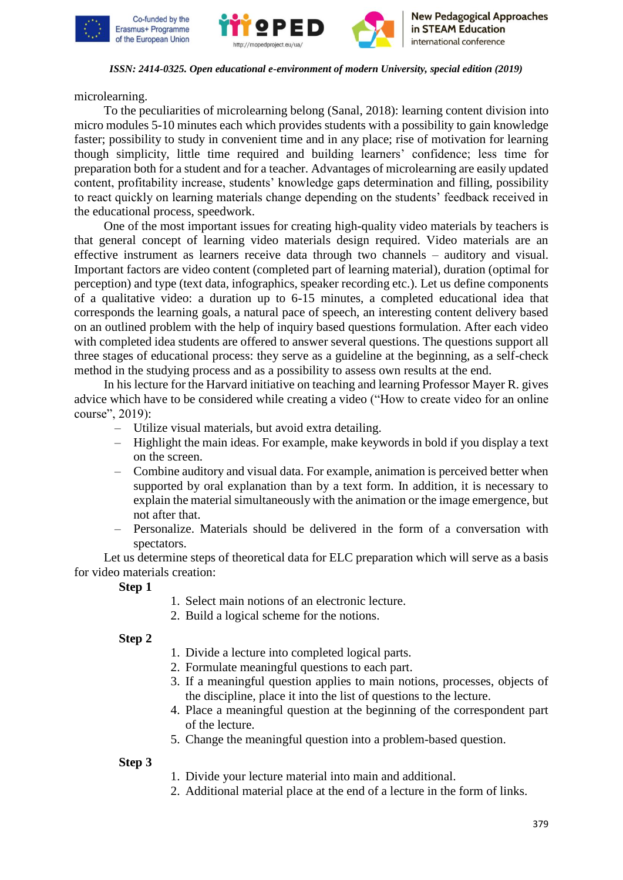microlearning.

To the peculiarities of microlearning belong (Sanal, 2018): learning content division into micro modules 5-10 minutes each which provides students with a possibility to gain knowledge faster; possibility to study in convenient time and in any place; rise of motivation for learning though simplicity, little time required and building learners' confidence; less time for preparation both for a student and for a teacher. Advantages of microlearning are easily updated content, profitability increase, students' knowledge gaps determination and filling, possibility to react quickly on learning materials change depending on the students' feedback received in the educational process, speedwork.

One of the most important issues for creating high-quality video materials by teachers is that general concept of learning video materials design required. Video materials are an effective instrument as learners receive data through two channels – auditory and visual. Important factors are video content (completed part of learning material), duration (optimal for perception) and type (text data, infographics, speaker recording etc.). Let us define components of a qualitative video: a duration up to 6-15 minutes, a completed educational idea that corresponds the learning goals, a natural pace of speech, an interesting content delivery based on an outlined problem with the help of inquiry based questions formulation. After each video with completed idea students are offered to answer several questions. The questions support all three stages of educational process: they serve as a guideline at the beginning, as a self-check method in the studying process and as a possibility to assess own results at the end.

In his lecture for the Harvard initiative on teaching and learning Professor Mayer R. gives advice which have to be considered while creating a video ("How to create video for an online course", 2019):

- Utilize visual materials, but avoid extra detailing.
- Highlight the main ideas. For example, make keywords in bold if you display a text on the screen.
- Combine auditory and visual data. For example, animation is perceived better when supported by oral explanation than by a text form. In addition, it is necessary to explain the material simultaneously with the animation or the image emergence, but not after that.
- Personalize. Materials should be delivered in the form of a conversation with spectators.

Let us determine steps of theoretical data for ELC preparation which will serve as a basis for video materials creation:

**Step 1**

1. Select main notions of an electronic lecture.
2. Build a logical scheme for the notions.

**Step 2**

1. Divide a lecture into completed logical parts.
2. Formulate meaningful questions to each part.
3. If a meaningful question applies to main notions, processes, objects of the discipline, place it into the list of questions to the lecture.
4. Place a meaningful question at the beginning of the correspondent part of the lecture.
5. Change the meaningful question into a problem-based question.

**Step 3**

1. Divide your lecture material into main and additional.
2. Additional material place at the end of a lecture in the form of links.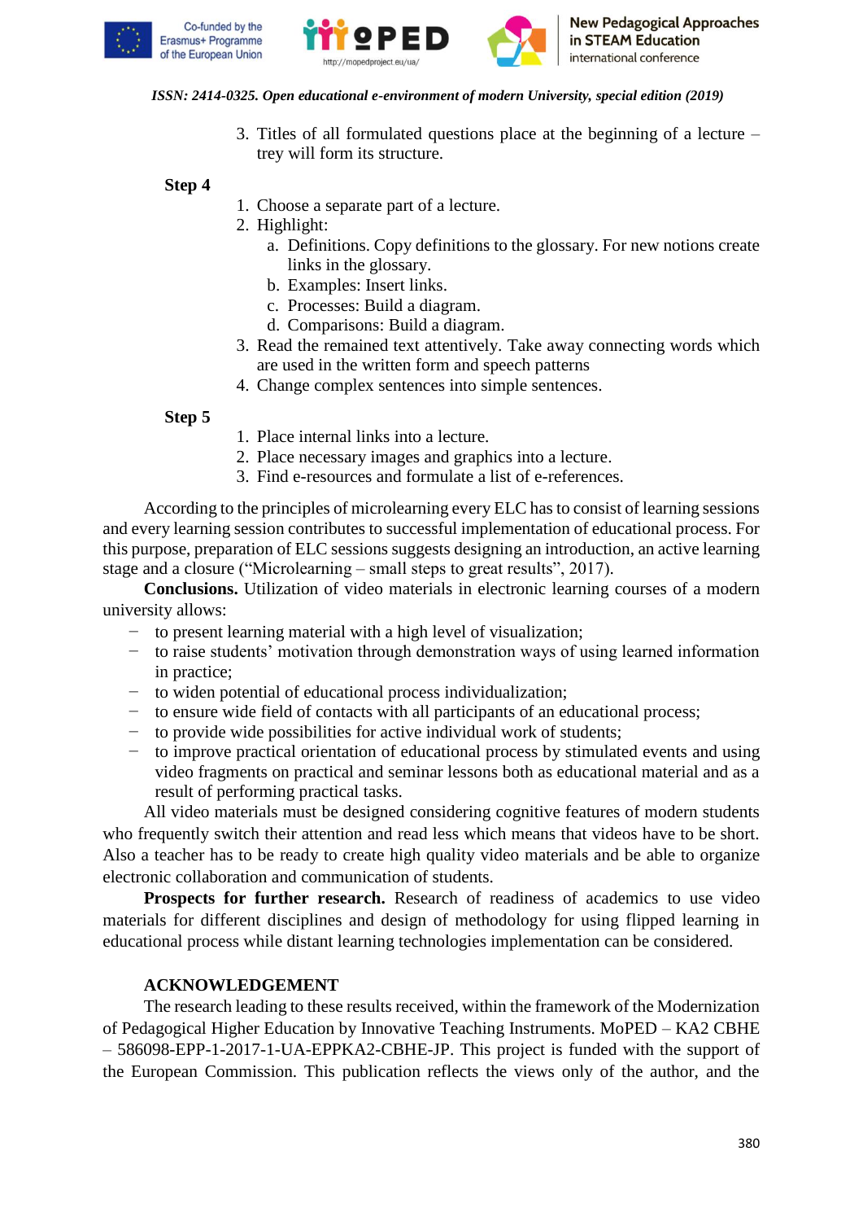3. Titles of all formulated questions place at the beginning of a lecture – trey will form its structure.

**Step 4**

1. Choose a separate part of a lecture.
2. Highlight:
   a. Definitions. Copy definitions to the glossary. For new notions create links in the glossary.
   b. Examples: Insert links.
   c. Processes: Build a diagram.
   d. Comparisons: Build a diagram.
3. Read the remained text attentively. Take away connecting words which are used in the written form and speech patterns
4. Change complex sentences into simple sentences.

**Step 5**

1. Place internal links into a lecture.
2. Place necessary images and graphics into a lecture.
3. Find e-resources and formulate a list of e-references.

According to the principles of microlearning every ELC has to consist of learning sessions and every learning session contributes to successful implementation of educational process. For this purpose, preparation of ELC sessions suggests designing an introduction, an active learning stage and a closure ("Microlearning – small steps to great results", 2017).

**Conclusions.** Utilization of video materials in electronic learning courses of a modern university allows:

- to present learning material with a high level of visualization;
- to raise students' motivation through demonstration ways of using learned information in practice;
- to widen potential of educational process individualization;
- to ensure wide field of contacts with all participants of an educational process;
- to provide wide possibilities for active individual work of students;
- to improve practical orientation of educational process by stimulated events and using video fragments on practical and seminar lessons both as educational material and as a result of performing practical tasks.

All video materials must be designed considering cognitive features of modern students who frequently switch their attention and read less which means that videos have to be short. Also a teacher has to be ready to create high quality video materials and be able to organize electronic collaboration and communication of students.

**Prospects for further research.** Research of readiness of academics to use video materials for different disciplines and design of methodology for using flipped learning in educational process while distant learning technologies implementation can be considered.

## ACKNOWLEDGEMENT

The research leading to these results received, within the framework of the Modernization of Pedagogical Higher Education by Innovative Teaching Instruments. MoPED – KA2 CBHE – 586098-EPP-1-2017-1-UA-EPPKA2-CBHE-JP. This project is funded with the support of the European Commission. This publication reflects the views only of the author, and the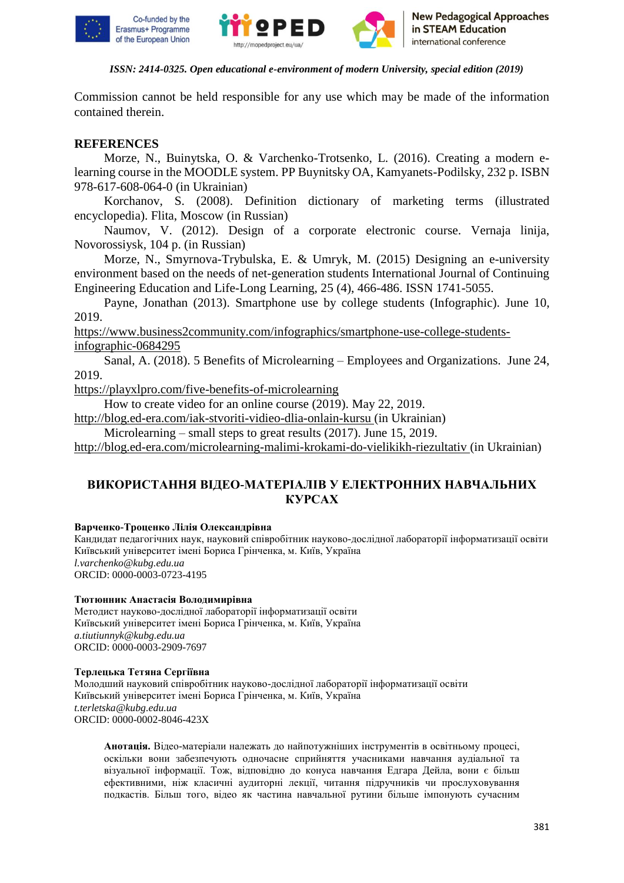Commission cannot be held responsible for any use which may be made of the information contained therein.

**REFERENCES**

Morze, N., Buinytska, O. & Varchenko-Trotsenko, L. (2016). Creating a modern e-learning course in the MOODLE system. PP Buynitsky OA, Kamyanets-Podilsky, 232 p. ISBN 978-617-608-064-0 (in Ukrainian)

Korchanov, S. (2008). Definition dictionary of marketing terms (illustrated encyclopedia). Flita, Moscow (in Russian)

Naumov, V. (2012). Design of a corporate electronic course. Vernaja linija, Novorossiysk, 104 p. (in Russian)

Morze, N., Smyrnova-Trybulska, E. & Umryk, M. (2015) Designing an e-university environment based on the needs of net-generation students International Journal of Continuing Engineering Education and Life-Long Learning, 25 (4), 466-486. ISSN 1741-5055.

Payne, Jonathan (2013). Smartphone use by college students (Infographic). June 10, 2019.
https://www.business2community.com/infographics/smartphone-use-college-students-infographic-0684295

Sanal, A. (2018). 5 Benefits of Microlearning – Employees and Organizations. June 24, 2019.
https://playxlpro.com/five-benefits-of-microlearning

How to create video for an online course (2019). May 22, 2019.
http://blog.ed-era.com/iak-stvoriti-vidieo-dlia-onlain-kursu (in Ukrainian)

Microlearning – small steps to great results (2017). June 15, 2019.
http://blog.ed-era.com/microlearning-malimi-krokami-do-vielikikh-riezultativ (in Ukrainian)

## ВИКОРИСТАННЯ ВІДЕО-МАТЕРІАЛІВ У ЕЛЕКТРОННИХ НАВЧАЛЬНИХ КУРСАХ

**Варченко-Троценко Лілія Олександрівна**
Кандидат педагогічних наук, науковий співробітник науково-дослідної лабораторії інформатизації освіти
Київський університет імені Бориса Грінченка, м. Київ, Україна
*l.varchenko@kubg.edu.ua*
ORCID: 0000-0003-0723-4195

**Тютюнник Анастасія Володимирівна**
Методист науково-дослідної лабораторії інформатизації освіти
Київський університет імені Бориса Грінченка, м. Київ, Україна
*a.tiutiunnyk@kubg.edu.ua*
ORCID: 0000-0003-2909-7697

**Терлецька Тетяна Сергіївна**
Молодший науковий співробітник науково-дослідної лабораторії інформатизації освіти
Київський університет імені Бориса Грінченка, м. Київ, Україна
*t.terletska@kubg.edu.ua*
ORCID: 0000-0002-8046-423X

**Анотація.** Відео-матеріали належать до найпотужніших інструментів в освітньому процесі, оскільки вони забезпечують одночасне сприйняття учасниками навчання аудіальної та візуальної інформації. Тож, відповідно до конуса навчання Едгара Дейла, вони є більш ефективними, ніж класичні аудиторні лекції, читання підручників чи прослуховування подкастів. Більш того, відео як частина навчальної рутини більше імпонують сучасним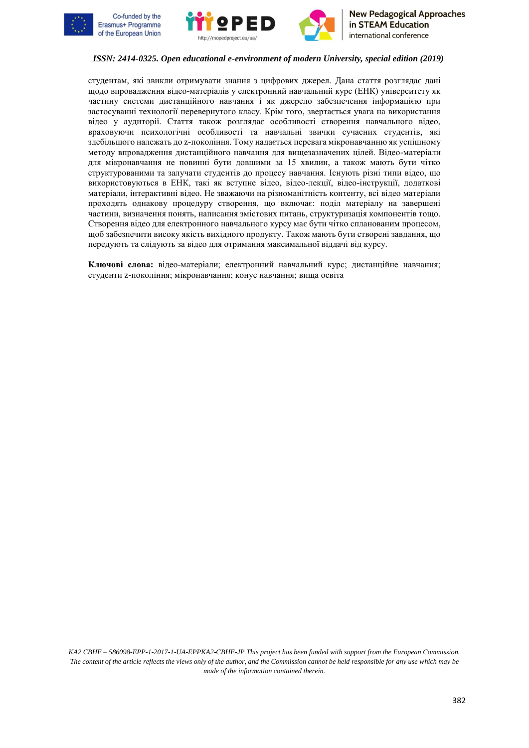студентам, які звикли отримувати знання з цифрових джерел. Дана стаття розглядає дані щодо впровадження відео-матеріалів у електронний навчальний курс (ЕНК) університету як частину системи дистанційного навчання і як джерело забезпечення інформацією при застосуванні технології перевернутого класу. Крім того, звертається увага на використання відео у аудиторії. Стаття також розглядає особливості створення навчального відео, враховуючи психологічні особливості та навчальні звички сучасних студентів, які здебільшого належать до z-покоління. Тому надається перевага мікронавчанню як успішному методу впровадження дистанційного навчання для вищезазначених цілей. Відео-матеріали для мікронавчання не повинні бути довшими за 15 хвилин, а також мають бути чітко структурованими та залучати студентів до процесу навчання. Існують різні типи відео, що використовуються в ЕНК, такі як вступне відео, відео-лекції, відео-інструкції, додаткові матеріали, інтерактивні відео. Не зважаючи на різноманітність контенту, всі відео матеріали проходять однакову процедуру створення, що включає: поділ матеріалу на завершені частини, визначення понять, написання змістових питань, структуризація компонентів тощо. Створення відео для електронного навчального курсу має бути чітко спланованим процесом, щоб забезпечити високу якість вихідного продукту. Також мають бути створені завдання, що передують та слідують за відео для отримання максимальної віддачі від курсу.

**Ключові слова:** відео-матеріали; електронний навчальний курс; дистанційне навчання; студенти z-покоління; мікронавчання; конус навчання; вища освіта